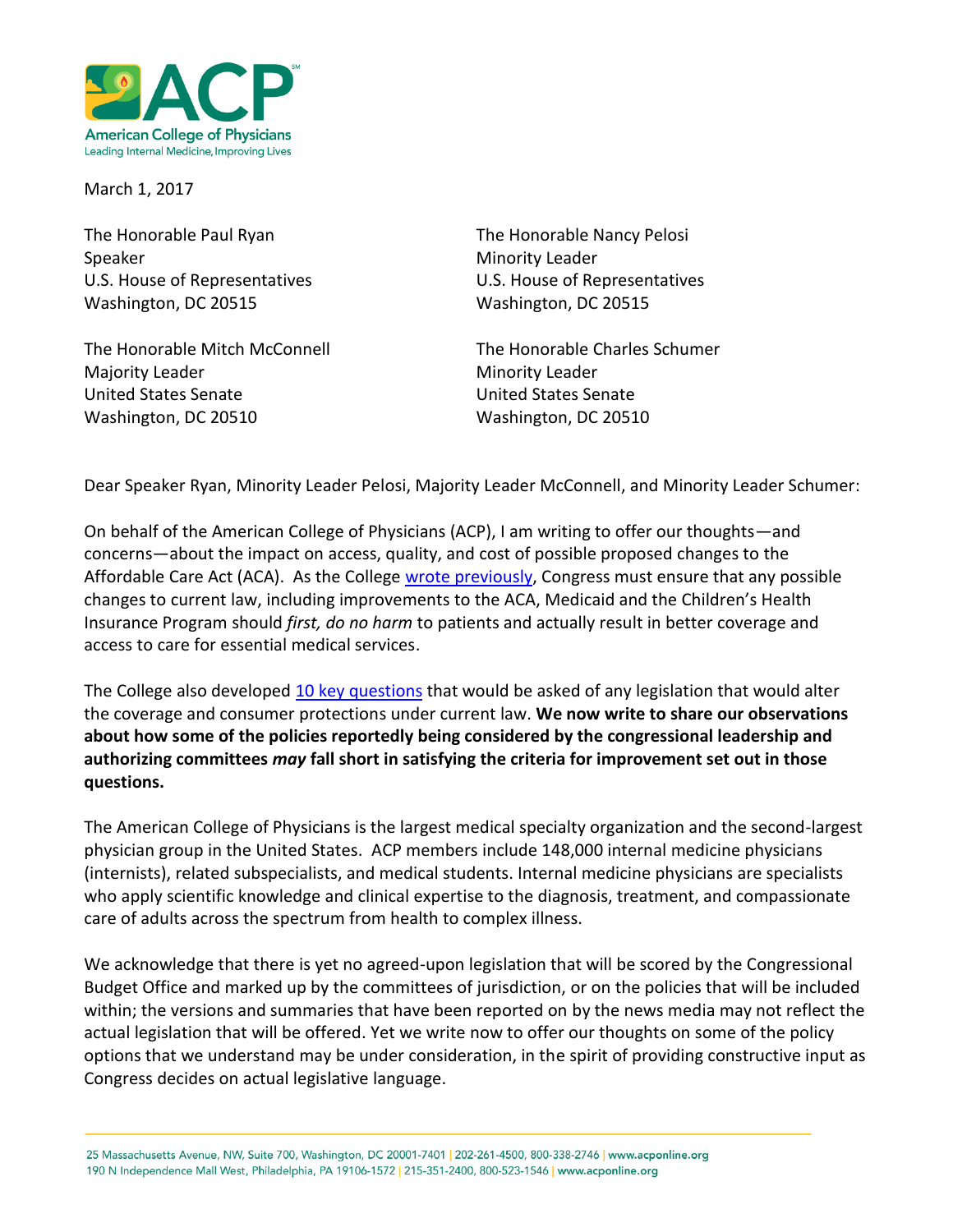**American College of Physicians**
Leading Internal Medicine, Improving Lives

March 1, 2017

The Honorable Paul Ryan
Speaker
U.S. House of Representatives
Washington, DC 20515

The Honorable Nancy Pelosi
Minority Leader
U.S. House of Representatives
Washington, DC 20515

The Honorable Mitch McConnell
Majority Leader
United States Senate
Washington, DC 20510

The Honorable Charles Schumer
Minority Leader
United States Senate
Washington, DC 20510

Dear Speaker Ryan, Minority Leader Pelosi, Majority Leader McConnell, and Minority Leader Schumer:

On behalf of the American College of Physicians (ACP), I am writing to offer our thoughts—and concerns—about the impact on access, quality, and cost of possible proposed changes to the Affordable Care Act (ACA). As the College [wrote previously](), Congress must ensure that any possible changes to current law, including improvements to the ACA, Medicaid and the Children's Health Insurance Program should *first, do no harm* to patients and actually result in better coverage and access to care for essential medical services.

The College also developed [10 key questions]() that would be asked of any legislation that would alter the coverage and consumer protections under current law. **We now write to share our observations about how some of the policies reportedly being considered by the congressional leadership and authorizing committees *may* fall short in satisfying the criteria for improvement set out in those questions.**

The American College of Physicians is the largest medical specialty organization and the second-largest physician group in the United States. ACP members include 148,000 internal medicine physicians (internists), related subspecialists, and medical students. Internal medicine physicians are specialists who apply scientific knowledge and clinical expertise to the diagnosis, treatment, and compassionate care of adults across the spectrum from health to complex illness.

We acknowledge that there is yet no agreed-upon legislation that will be scored by the Congressional Budget Office and marked up by the committees of jurisdiction, or on the policies that will be included within; the versions and summaries that have been reported on by the news media may not reflect the actual legislation that will be offered. Yet we write now to offer our thoughts on some of the policy options that we understand may be under consideration, in the spirit of providing constructive input as Congress decides on actual legislative language.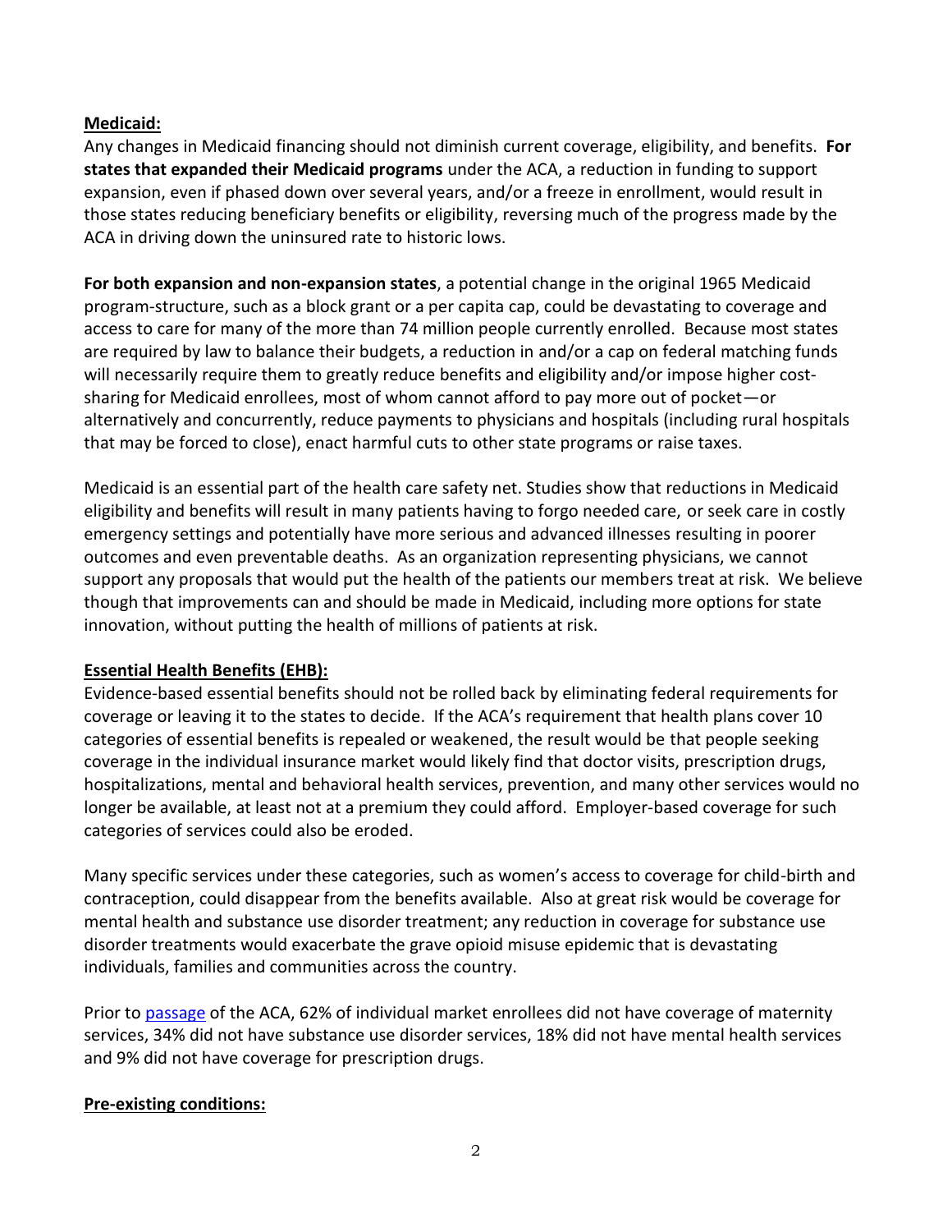**Medicaid:**

Any changes in Medicaid financing should not diminish current coverage, eligibility, and benefits. **For states that expanded their Medicaid programs** under the ACA, a reduction in funding to support expansion, even if phased down over several years, and/or a freeze in enrollment, would result in those states reducing beneficiary benefits or eligibility, reversing much of the progress made by the ACA in driving down the uninsured rate to historic lows.

**For both expansion and non-expansion states**, a potential change in the original 1965 Medicaid program-structure, such as a block grant or a per capita cap, could be devastating to coverage and access to care for many of the more than 74 million people currently enrolled. Because most states are required by law to balance their budgets, a reduction in and/or a cap on federal matching funds will necessarily require them to greatly reduce benefits and eligibility and/or impose higher cost-sharing for Medicaid enrollees, most of whom cannot afford to pay more out of pocket—or alternatively and concurrently, reduce payments to physicians and hospitals (including rural hospitals that may be forced to close), enact harmful cuts to other state programs or raise taxes.

Medicaid is an essential part of the health care safety net. Studies show that reductions in Medicaid eligibility and benefits will result in many patients having to forgo needed care, or seek care in costly emergency settings and potentially have more serious and advanced illnesses resulting in poorer outcomes and even preventable deaths. As an organization representing physicians, we cannot support any proposals that would put the health of the patients our members treat at risk. We believe though that improvements can and should be made in Medicaid, including more options for state innovation, without putting the health of millions of patients at risk.

**Essential Health Benefits (EHB):**

Evidence-based essential benefits should not be rolled back by eliminating federal requirements for coverage or leaving it to the states to decide. If the ACA's requirement that health plans cover 10 categories of essential benefits is repealed or weakened, the result would be that people seeking coverage in the individual insurance market would likely find that doctor visits, prescription drugs, hospitalizations, mental and behavioral health services, prevention, and many other services would no longer be available, at least not at a premium they could afford. Employer-based coverage for such categories of services could also be eroded.

Many specific services under these categories, such as women's access to coverage for child-birth and contraception, could disappear from the benefits available. Also at great risk would be coverage for mental health and substance use disorder treatment; any reduction in coverage for substance use disorder treatments would exacerbate the grave opioid misuse epidemic that is devastating individuals, families and communities across the country.

Prior to passage of the ACA, 62% of individual market enrollees did not have coverage of maternity services, 34% did not have substance use disorder services, 18% did not have mental health services and 9% did not have coverage for prescription drugs.

**Pre-existing conditions:**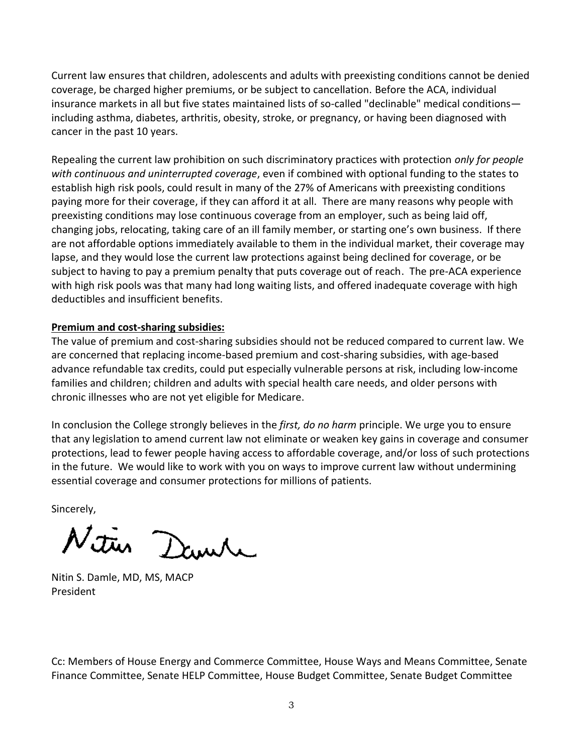Current law ensures that children, adolescents and adults with preexisting conditions cannot be denied coverage, be charged higher premiums, or be subject to cancellation. Before the ACA, individual insurance markets in all but five states maintained lists of so-called "declinable" medical conditions—including asthma, diabetes, arthritis, obesity, stroke, or pregnancy, or having been diagnosed with cancer in the past 10 years.

Repealing the current law prohibition on such discriminatory practices with protection *only for people with continuous and uninterrupted coverage*, even if combined with optional funding to the states to establish high risk pools, could result in many of the 27% of Americans with preexisting conditions paying more for their coverage, if they can afford it at all. There are many reasons why people with preexisting conditions may lose continuous coverage from an employer, such as being laid off, changing jobs, relocating, taking care of an ill family member, or starting one's own business. If there are not affordable options immediately available to them in the individual market, their coverage may lapse, and they would lose the current law protections against being declined for coverage, or be subject to having to pay a premium penalty that puts coverage out of reach. The pre-ACA experience with high risk pools was that many had long waiting lists, and offered inadequate coverage with high deductibles and insufficient benefits.

**Premium and cost-sharing subsidies:**

The value of premium and cost-sharing subsidies should not be reduced compared to current law. We are concerned that replacing income-based premium and cost-sharing subsidies, with age-based advance refundable tax credits, could put especially vulnerable persons at risk, including low-income families and children; children and adults with special health care needs, and older persons with chronic illnesses who are not yet eligible for Medicare.

In conclusion the College strongly believes in the *first, do no harm* principle. We urge you to ensure that any legislation to amend current law not eliminate or weaken key gains in coverage and consumer protections, lead to fewer people having access to affordable coverage, and/or loss of such protections in the future. We would like to work with you on ways to improve current law without undermining essential coverage and consumer protections for millions of patients.

Sincerely,

Nitin Damle

Nitin S. Damle, MD, MS, MACP
President

Cc: Members of House Energy and Commerce Committee, House Ways and Means Committee, Senate Finance Committee, Senate HELP Committee, House Budget Committee, Senate Budget Committee